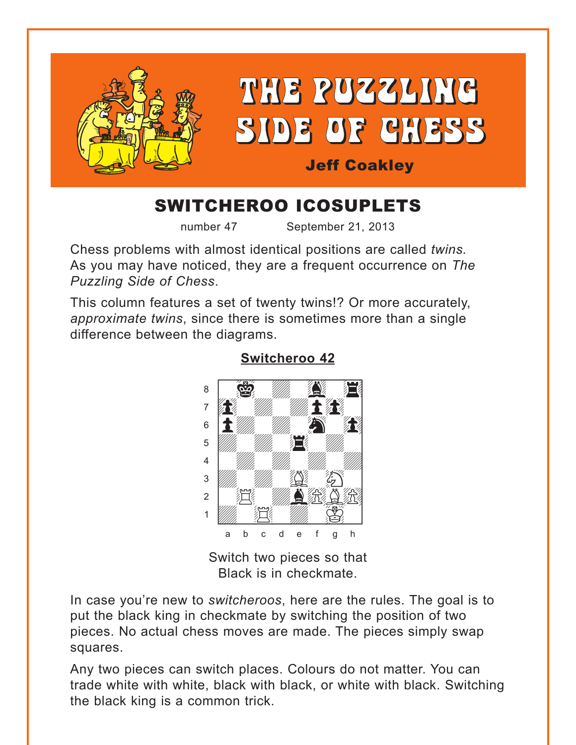# THE PUZZLING SIDE OF CHESS

**Jeff Coakley**

## SWITCHEROO ICOSUPLETS

number 47 September 21, 2013

Chess problems with almost identical positions are called *twins.* As you may have noticed, they are a frequent occurrence on *The Puzzling Side of Chess*.

This column features a set of twenty twins!? Or more accurately, *approximate twins*, since there is sometimes more than a single difference between the diagrams.

### Switcheroo 42

Switch two pieces so that Black is in checkmate.

In case you're new to *switcheroos*, here are the rules. The goal is to put the black king in checkmate by switching the position of two pieces. No actual chess moves are made. The pieces simply swap squares.

Any two pieces can switch places. Colours do not matter. You can trade white with white, black with black, or white with black. Switching the black king is a common trick.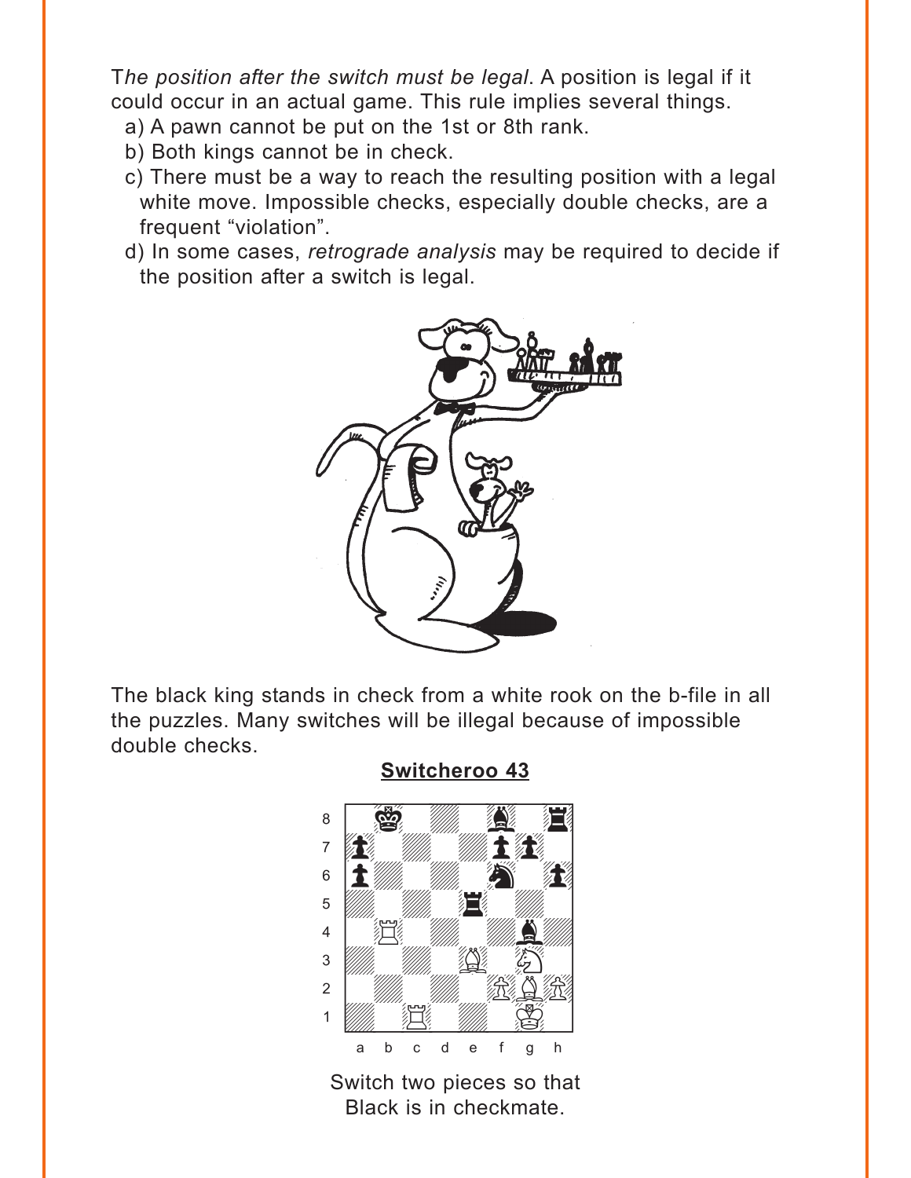T*he position after the switch must be legal*. A position is legal if it could occur in an actual game. This rule implies several things.

a) A pawn cannot be put on the 1st or 8th rank.
b) Both kings cannot be in check.
c) There must be a way to reach the resulting position with a legal white move. Impossible checks, especially double checks, are a frequent "violation".
d) In some cases, *retrograde analysis* may be required to decide if the position after a switch is legal.

The black king stands in check from a white rook on the b-file in all the puzzles. Many switches will be illegal because of impossible double checks.

**Switcheroo 43**

Switch two pieces so that Black is in checkmate.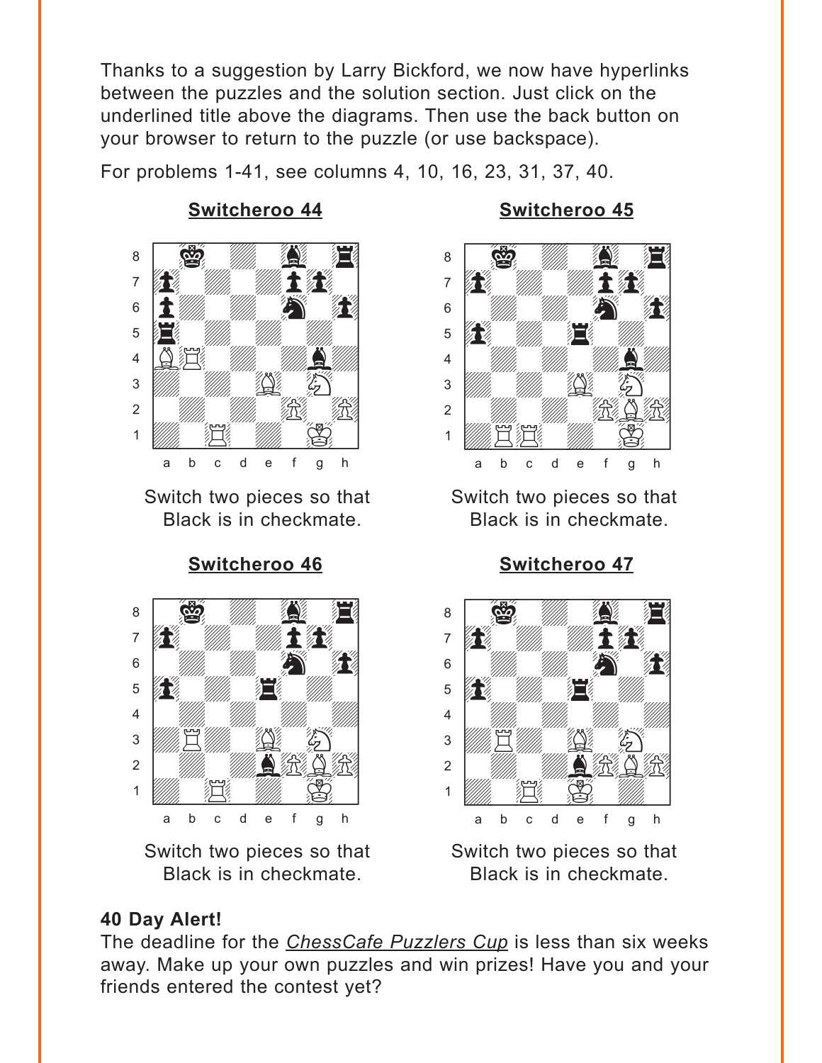Thanks to a suggestion by Larry Bickford, we now have hyperlinks between the puzzles and the solution section. Just click on the underlined title above the diagrams. Then use the back button on your browser to return to the puzzle (or use backspace).

For problems 1-41, see columns 4, 10, 16, 23, 31, 37, 40.

### Switcheroo 44

Switch two pieces so that Black is in checkmate.

### Switcheroo 45

Switch two pieces so that Black is in checkmate.

### Switcheroo 46

Switch two pieces so that Black is in checkmate.

### Switcheroo 47

Switch two pieces so that Black is in checkmate.

**40 Day Alert!**

The deadline for the *ChessCafe Puzzlers Cup* is less than six weeks away. Make up your own puzzles and win prizes! Have you and your friends entered the contest yet?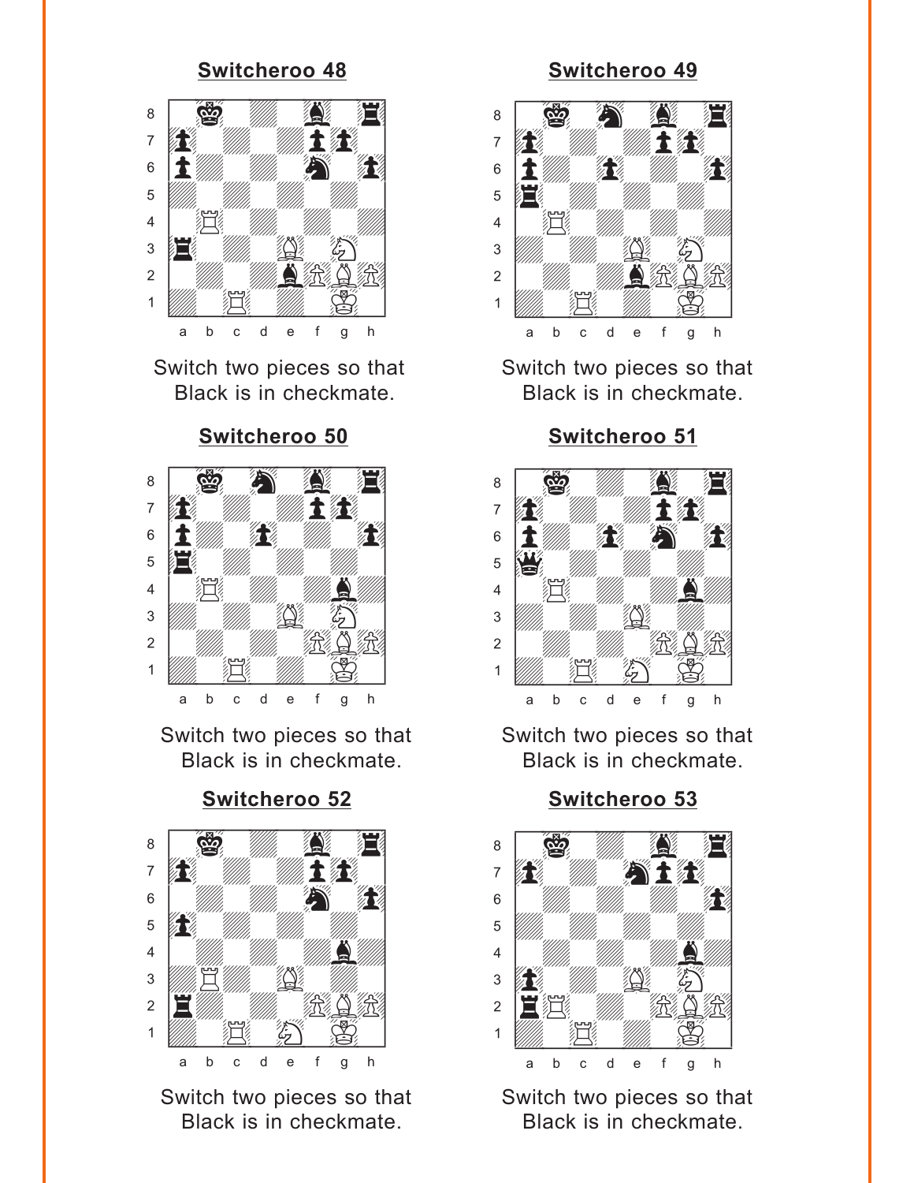## Switcheroo 48

Switch two pieces so that Black is in checkmate.

## Switcheroo 49

Switch two pieces so that Black is in checkmate.

## Switcheroo 50

Switch two pieces so that Black is in checkmate.

## Switcheroo 51

Switch two pieces so that Black is in checkmate.

## Switcheroo 52

Switch two pieces so that Black is in checkmate.

## Switcheroo 53

Switch two pieces so that Black is in checkmate.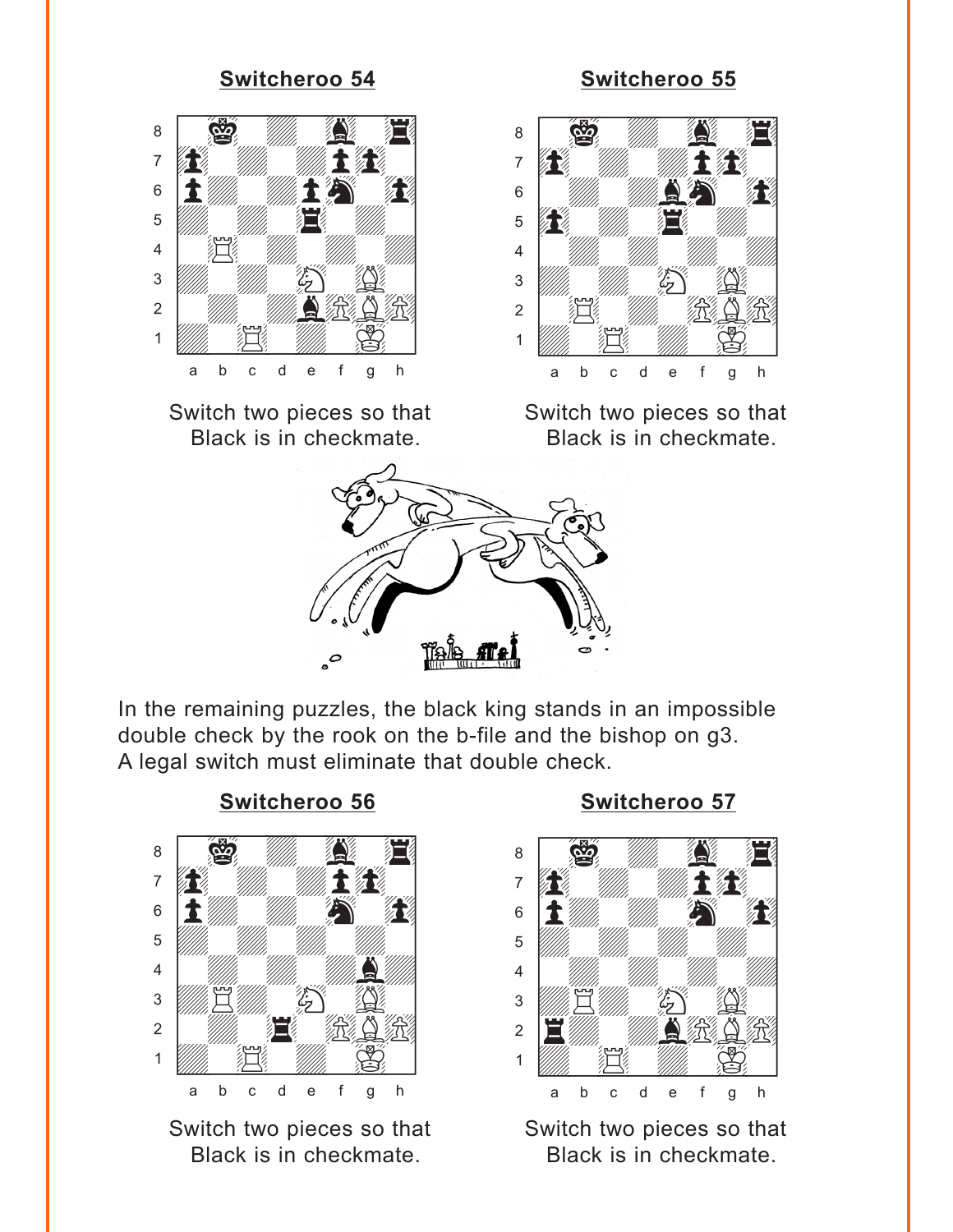## Switcheroo 54

Switch two pieces so that Black is in checkmate.

## Switcheroo 55

Switch two pieces so that Black is in checkmate.

In the remaining puzzles, the black king stands in an impossible double check by the rook on the b-file and the bishop on g3. A legal switch must eliminate that double check.

## Switcheroo 56

Switch two pieces so that Black is in checkmate.

## Switcheroo 57

Switch two pieces so that Black is in checkmate.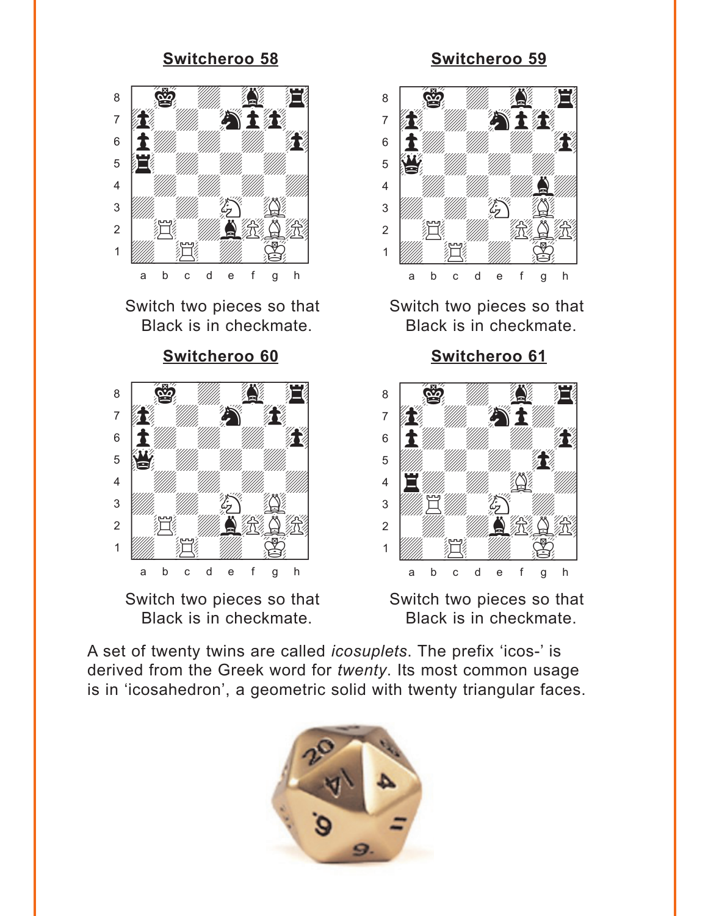## Switcheroo 58

Switch two pieces so that Black is in checkmate.

## Switcheroo 59

Switch two pieces so that Black is in checkmate.

## Switcheroo 60

Switch two pieces so that Black is in checkmate.

## Switcheroo 61

Switch two pieces so that Black is in checkmate.

A set of twenty twins are called *icosuplets*. The prefix 'icos-' is derived from the Greek word for *twenty*. Its most common usage is in 'icosahedron', a geometric solid with twenty triangular faces.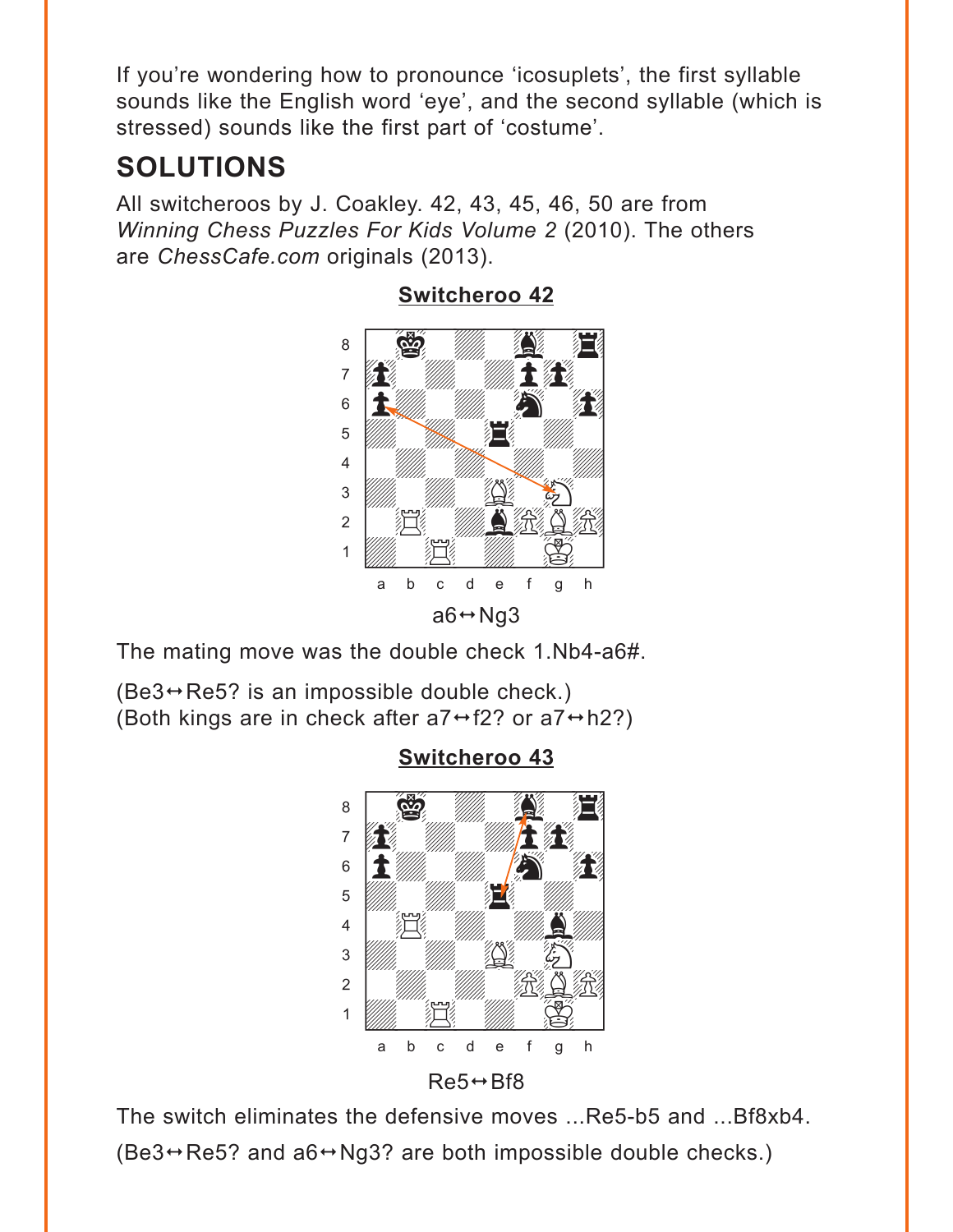If you're wondering how to pronounce 'icosuplets', the first syllable sounds like the English word 'eye', and the second syllable (which is stressed) sounds like the first part of 'costume'.

## SOLUTIONS

All switcheroos by J. Coakley. 42, 43, 45, 46, 50 are from *Winning Chess Puzzles For Kids Volume 2* (2010). The others are *ChessCafe.com* originals (2013).

### Switcheroo 42

a6↔Ng3

The mating move was the double check 1.Nb4-a6#.

(Be3↔Re5? is an impossible double check.)
(Both kings are in check after a7↔f2? or a7↔h2?)

### Switcheroo 43

Re5↔Bf8

The switch eliminates the defensive moves ...Re5-b5 and ...Bf8xb4.

(Be3↔Re5? and a6↔Ng3? are both impossible double checks.)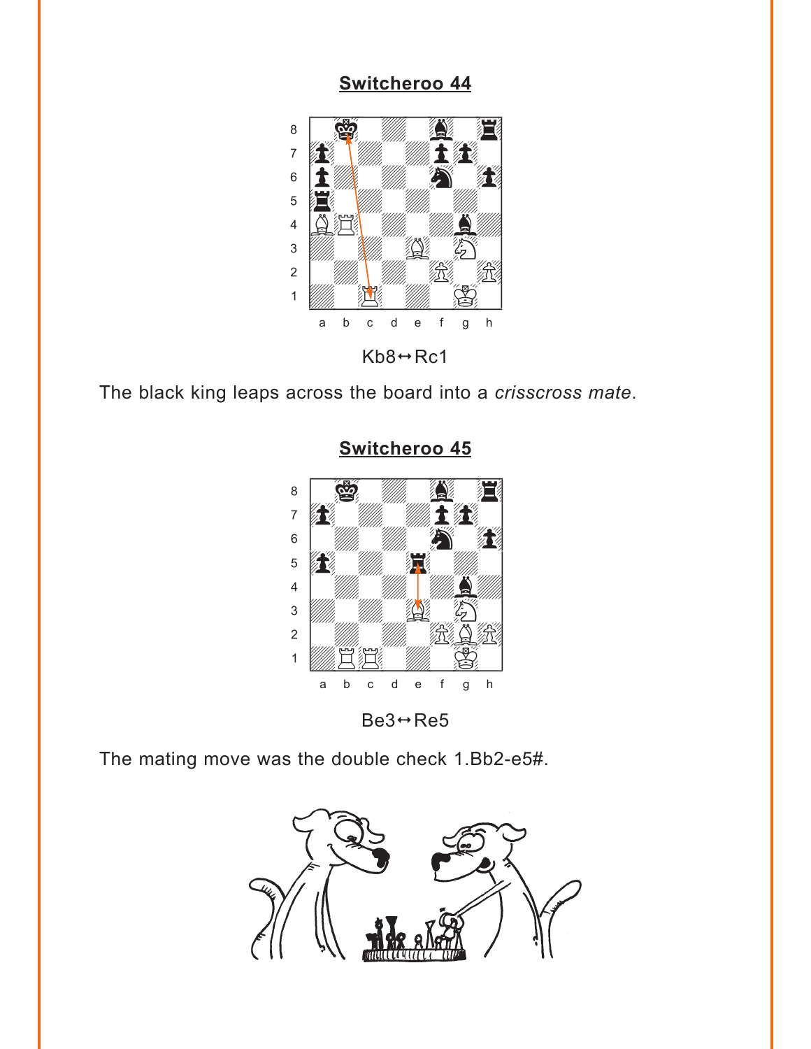## Switcheroo 44

Kb8↔Rc1

The black king leaps across the board into a *crisscross mate*.

## Switcheroo 45

Be3↔Re5

The mating move was the double check 1.Bb2-e5#.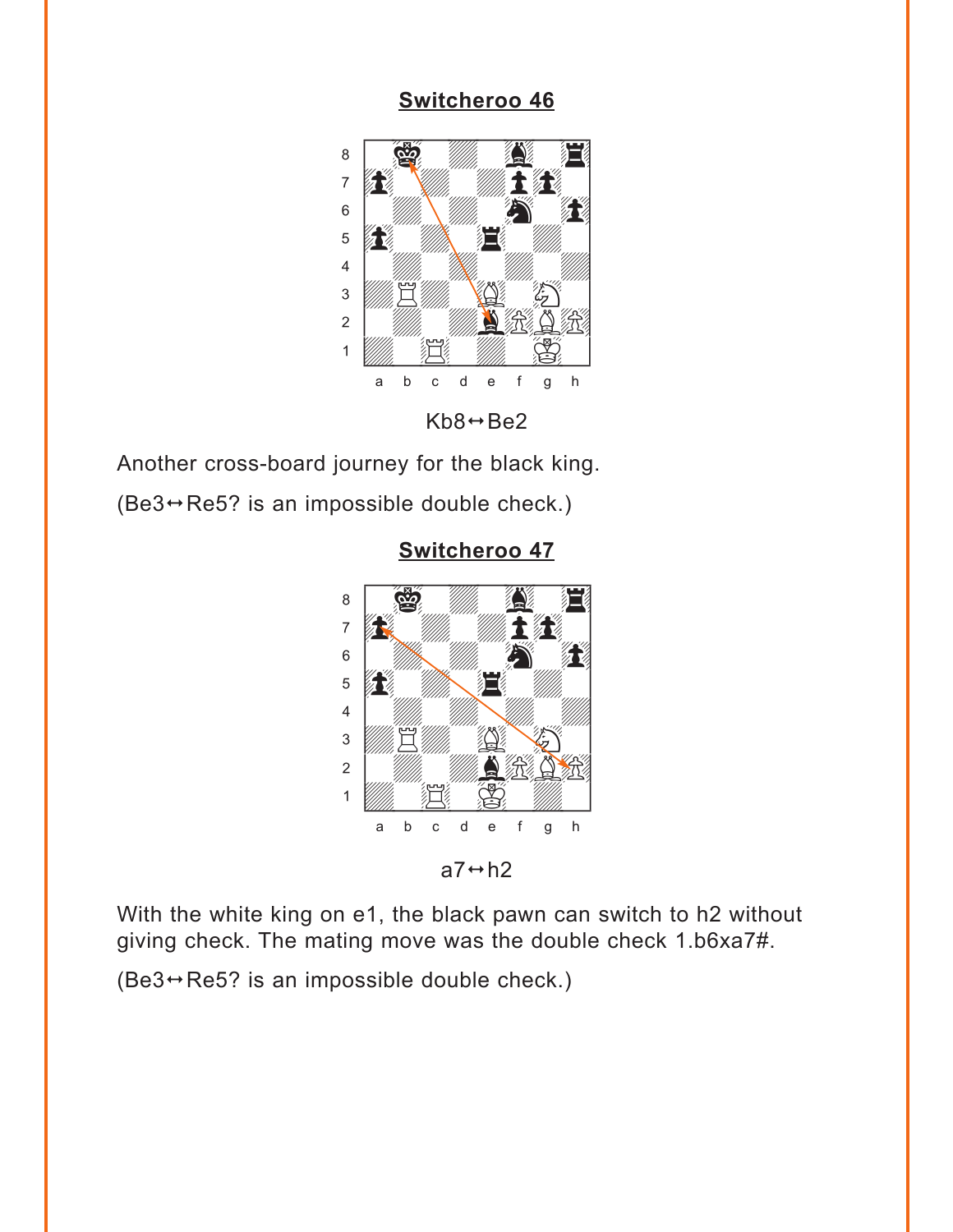## Switcheroo 46

Kb8↔Be2

Another cross-board journey for the black king.

(Be3↔Re5? is an impossible double check.)

## Switcheroo 47

a7↔h2

With the white king on e1, the black pawn can switch to h2 without giving check. The mating move was the double check 1.b6xa7#.

(Be3↔Re5? is an impossible double check.)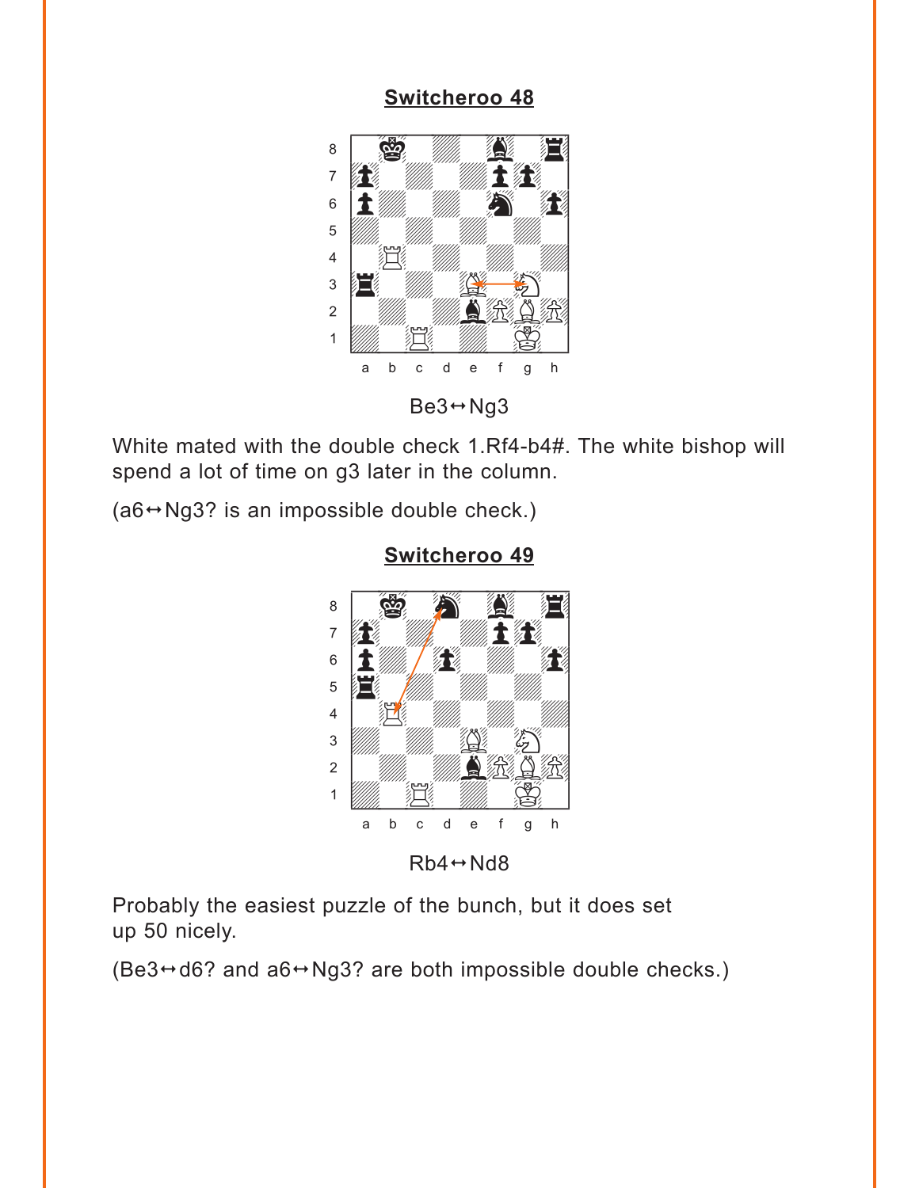## Switcheroo 48

Be3↔Ng3

White mated with the double check 1.Rf4-b4#. The white bishop will spend a lot of time on g3 later in the column.

(a6↔Ng3? is an impossible double check.)

## Switcheroo 49

Rb4↔Nd8

Probably the easiest puzzle of the bunch, but it does set up 50 nicely.

(Be3↔d6? and a6↔Ng3? are both impossible double checks.)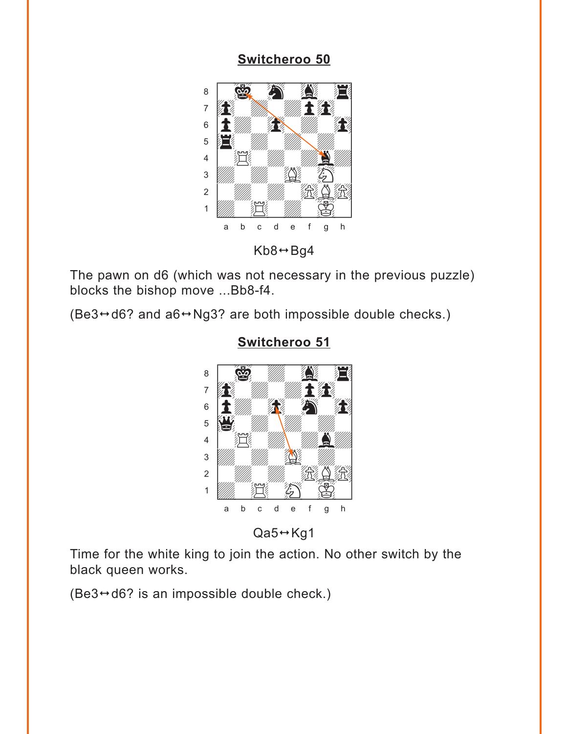## Switcheroo 50

Kb8↔Bg4

The pawn on d6 (which was not necessary in the previous puzzle) blocks the bishop move ...Bb8-f4.

(Be3↔d6? and a6↔Ng3? are both impossible double checks.)

## Switcheroo 51

Qa5↔Kg1

Time for the white king to join the action. No other switch by the black queen works.

(Be3↔d6? is an impossible double check.)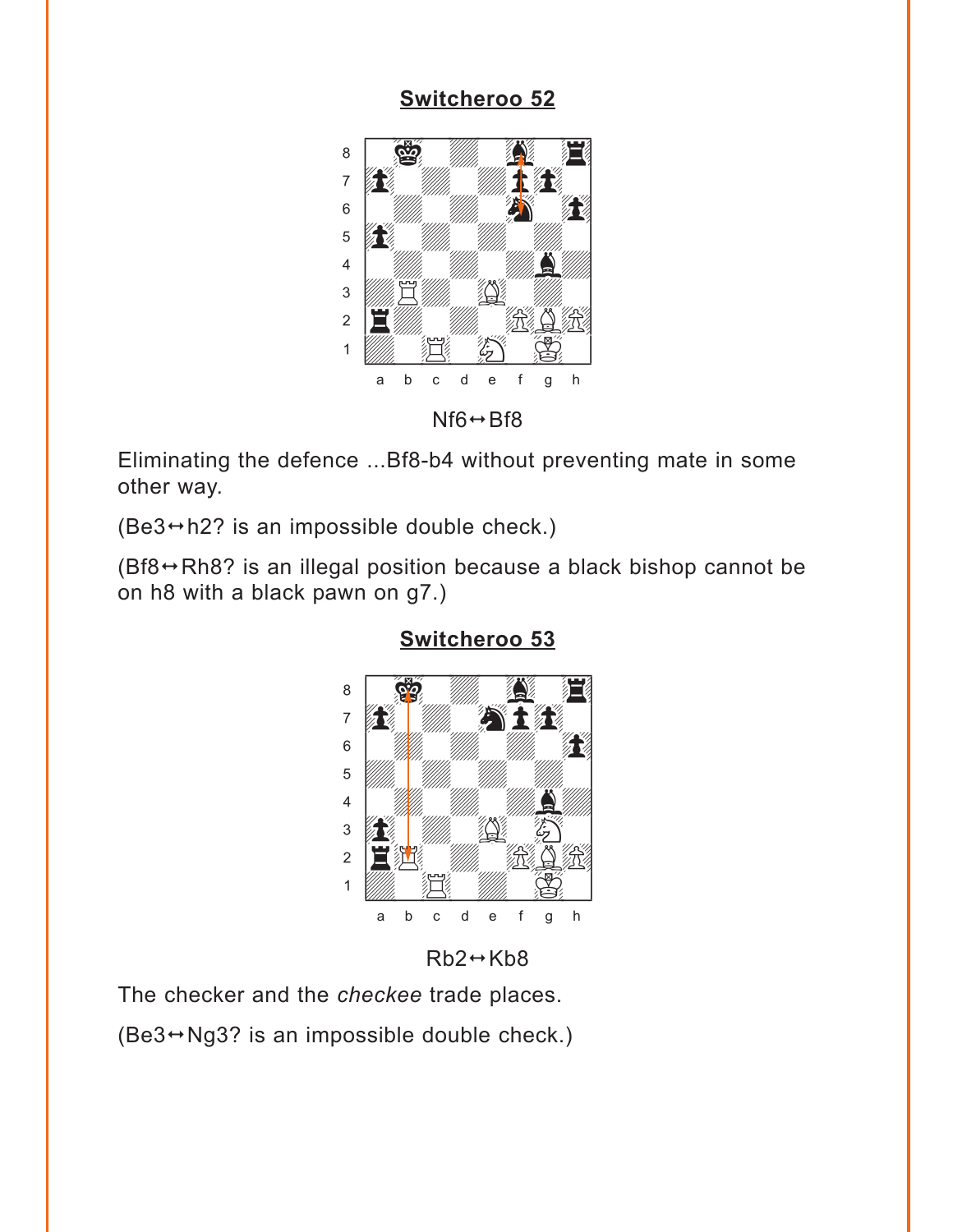## Switcheroo 52

Nf6↔Bf8

Eliminating the defence ...Bf8-b4 without preventing mate in some other way.

(Be3↔h2? is an impossible double check.)

(Bf8↔Rh8? is an illegal position because a black bishop cannot be on h8 with a black pawn on g7.)

## Switcheroo 53

Rb2↔Kb8

The checker and the *checkee* trade places.

(Be3↔Ng3? is an impossible double check.)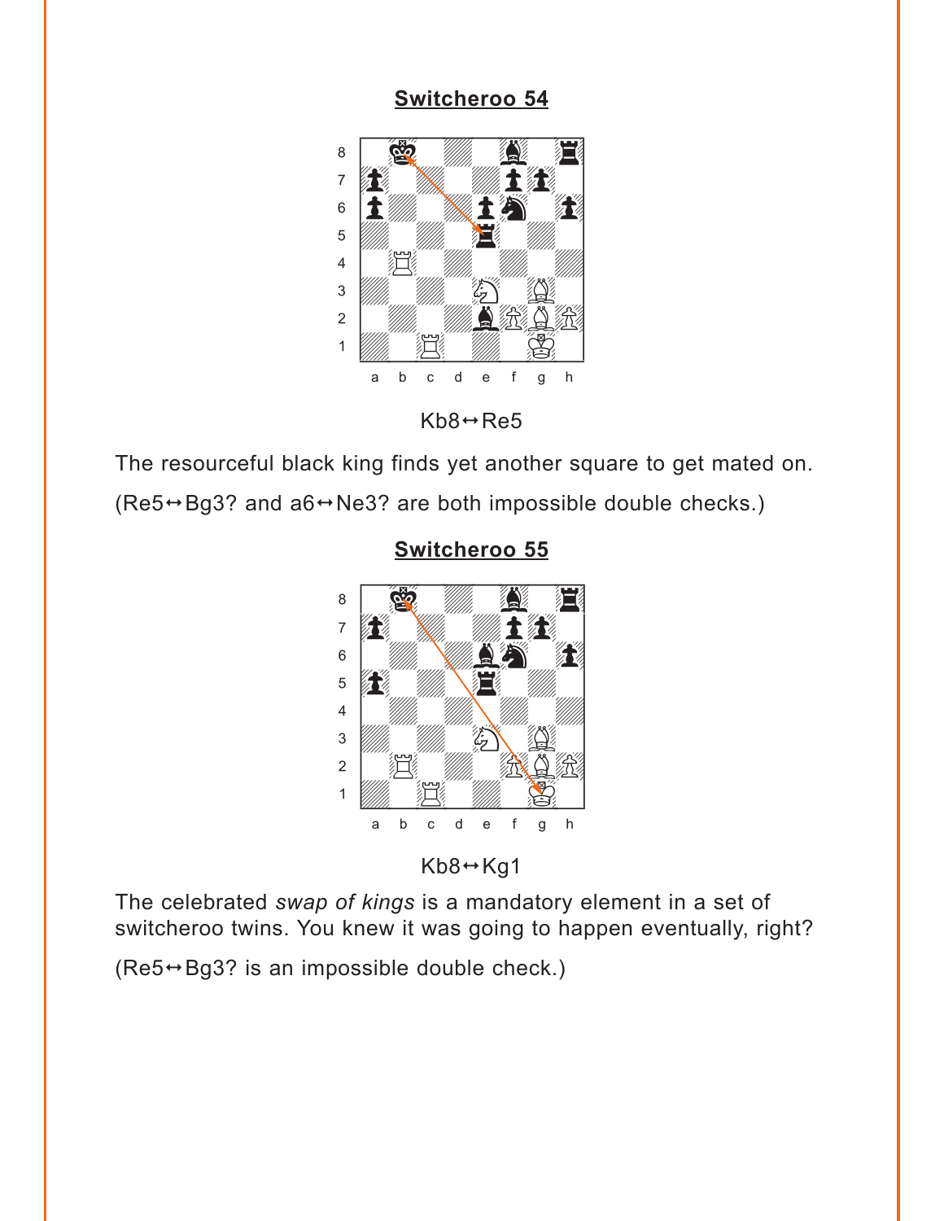## Switcheroo 54

Kb8↔Re5

The resourceful black king finds yet another square to get mated on.

(Re5↔Bg3? and a6↔Ne3? are both impossible double checks.)

## Switcheroo 55

Kb8↔Kg1

The celebrated *swap of kings* is a mandatory element in a set of switcheroo twins. You knew it was going to happen eventually, right?

(Re5↔Bg3? is an impossible double check.)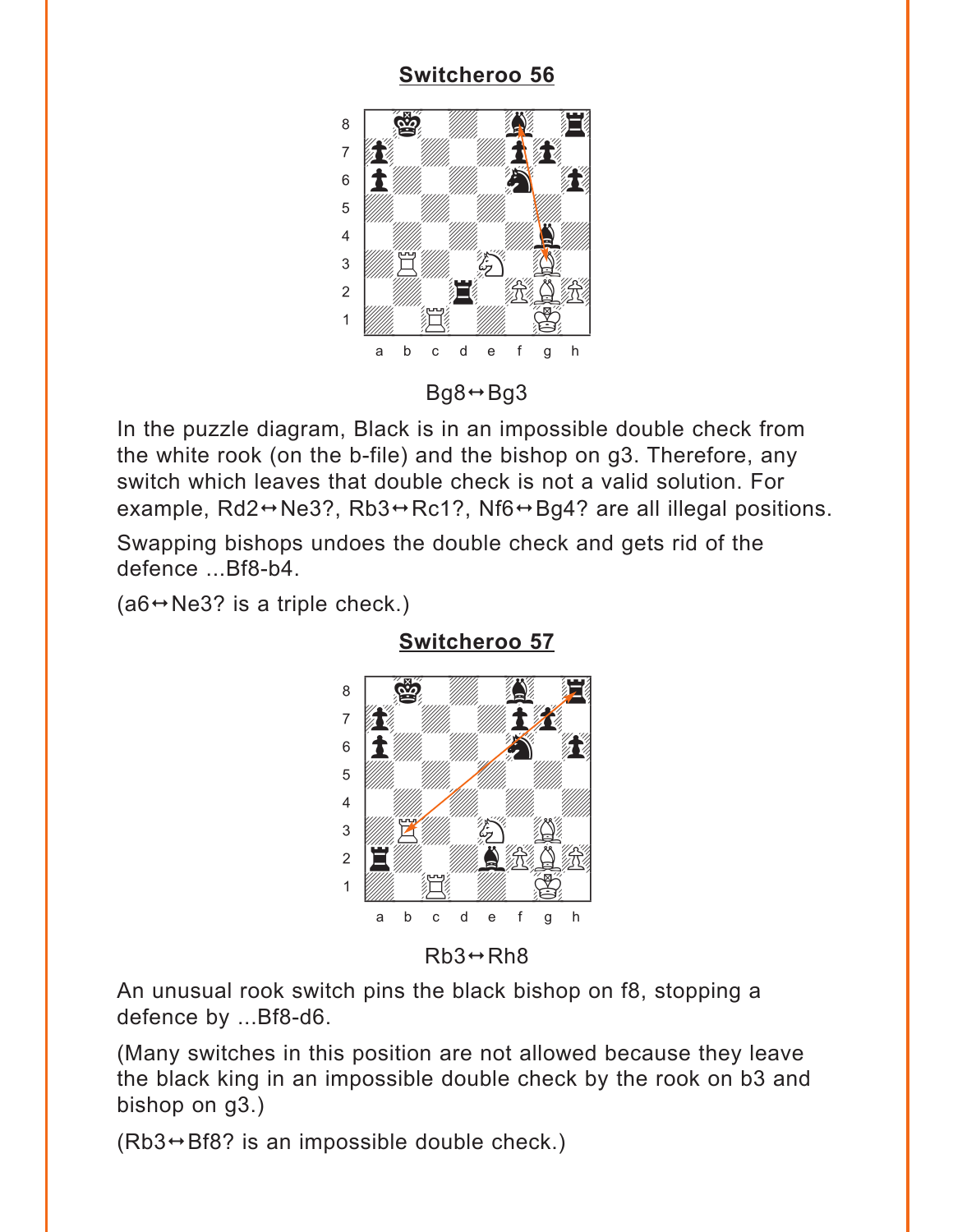## Switcheroo 56

Bg8↔Bg3

In the puzzle diagram, Black is in an impossible double check from the white rook (on the b-file) and the bishop on g3. Therefore, any switch which leaves that double check is not a valid solution. For example, Rd2↔Ne3?, Rb3↔Rc1?, Nf6↔Bg4? are all illegal positions.

Swapping bishops undoes the double check and gets rid of the defence ...Bf8-b4.

(a6↔Ne3? is a triple check.)

## Switcheroo 57

Rb3↔Rh8

An unusual rook switch pins the black bishop on f8, stopping a defence by ...Bf8-d6.

(Many switches in this position are not allowed because they leave the black king in an impossible double check by the rook on b3 and bishop on g3.)

(Rb3↔Bf8? is an impossible double check.)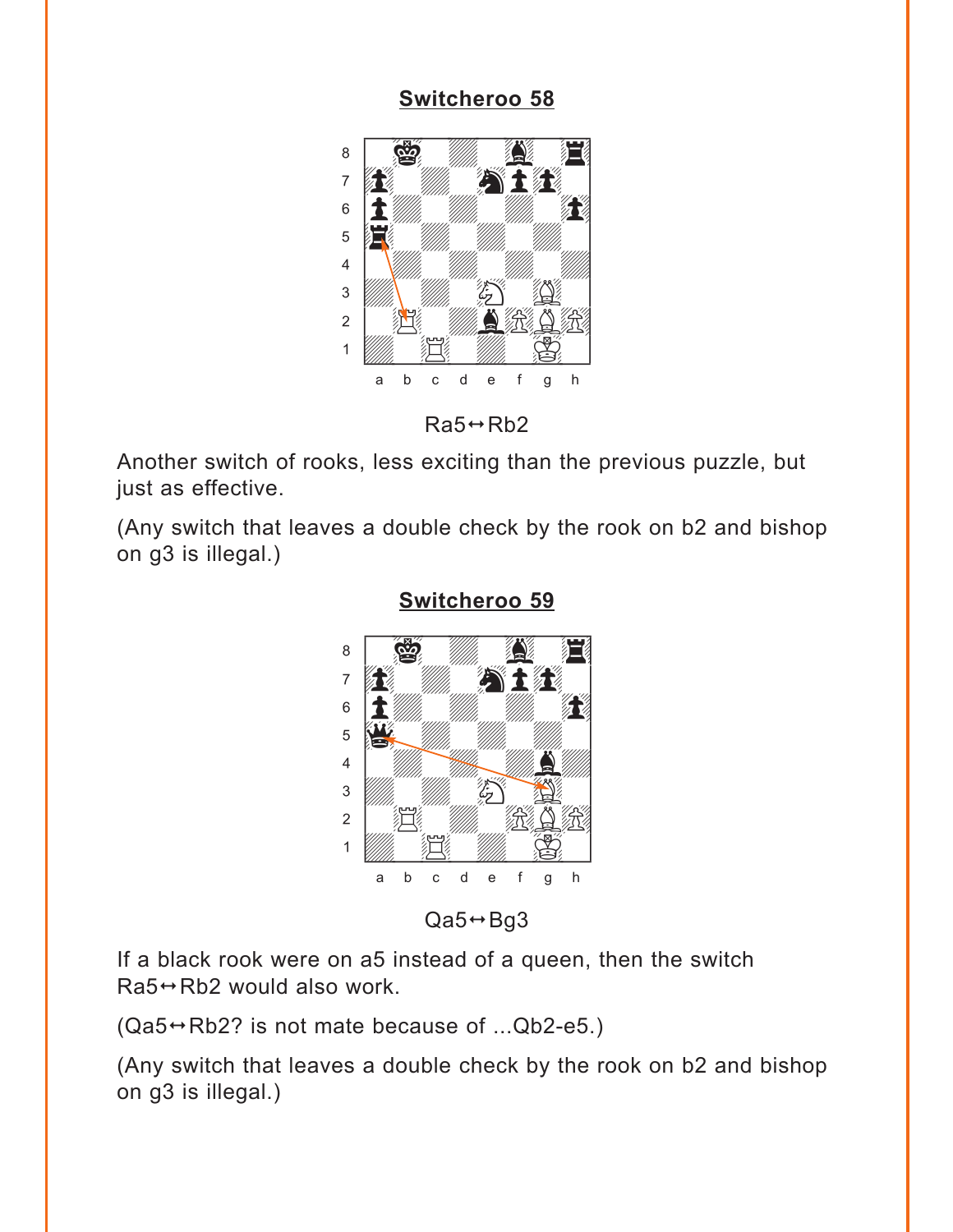## Switcheroo 58

Ra5↔Rb2

Another switch of rooks, less exciting than the previous puzzle, but just as effective.

(Any switch that leaves a double check by the rook on b2 and bishop on g3 is illegal.)

## Switcheroo 59

Qa5↔Bg3

If a black rook were on a5 instead of a queen, then the switch Ra5↔Rb2 would also work.

(Qa5↔Rb2? is not mate because of ...Qb2-e5.)

(Any switch that leaves a double check by the rook on b2 and bishop on g3 is illegal.)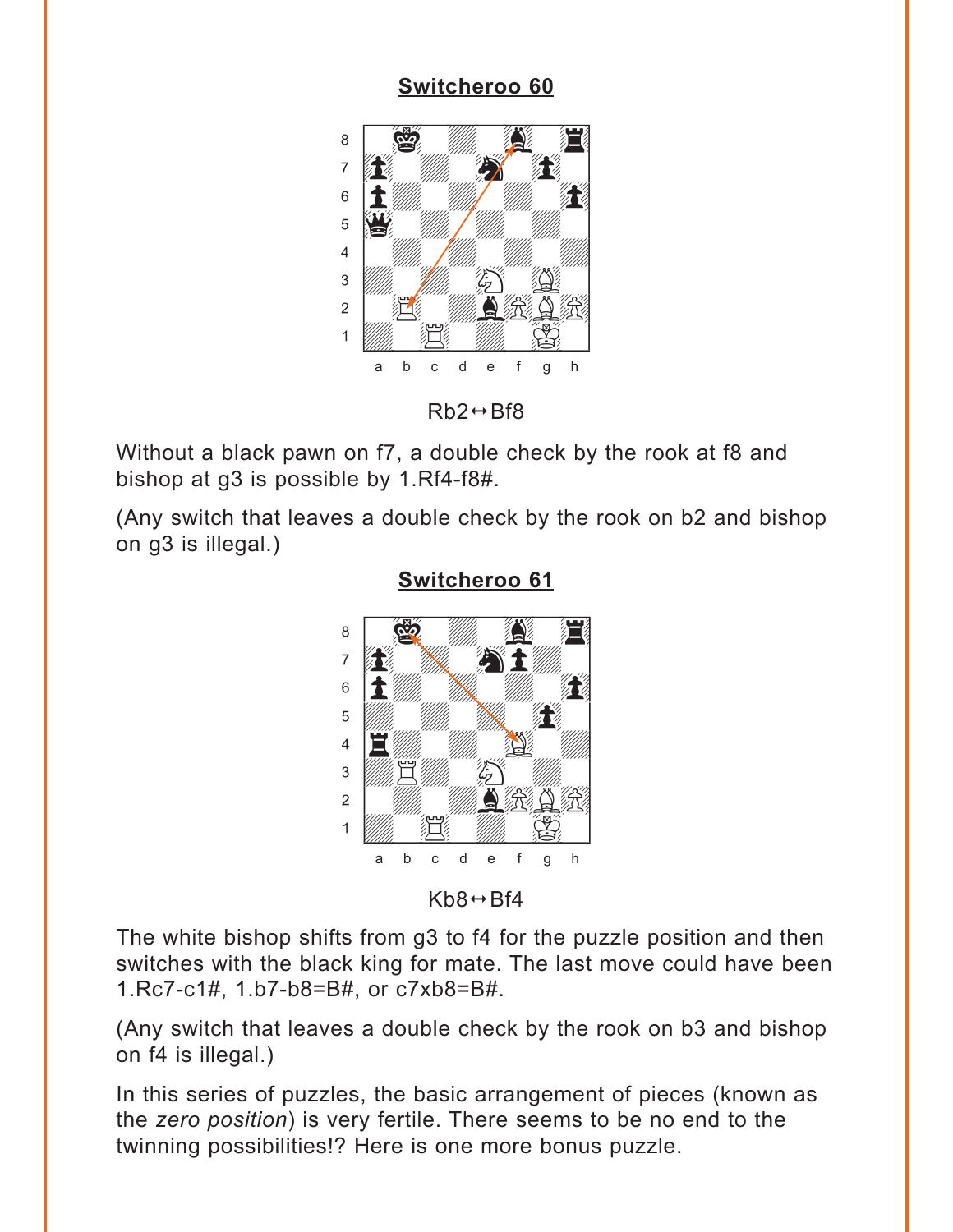## Switcheroo 60

Rb2↔Bf8

Without a black pawn on f7, a double check by the rook at f8 and bishop at g3 is possible by 1.Rf4-f8#.

(Any switch that leaves a double check by the rook on b2 and bishop on g3 is illegal.)

## Switcheroo 61

Kb8↔Bf4

The white bishop shifts from g3 to f4 for the puzzle position and then switches with the black king for mate. The last move could have been 1.Rc7-c1#, 1.b7-b8=B#, or c7xb8=B#.

(Any switch that leaves a double check by the rook on b3 and bishop on f4 is illegal.)

In this series of puzzles, the basic arrangement of pieces (known as the *zero position*) is very fertile. There seems to be no end to the twinning possibilities!? Here is one more bonus puzzle.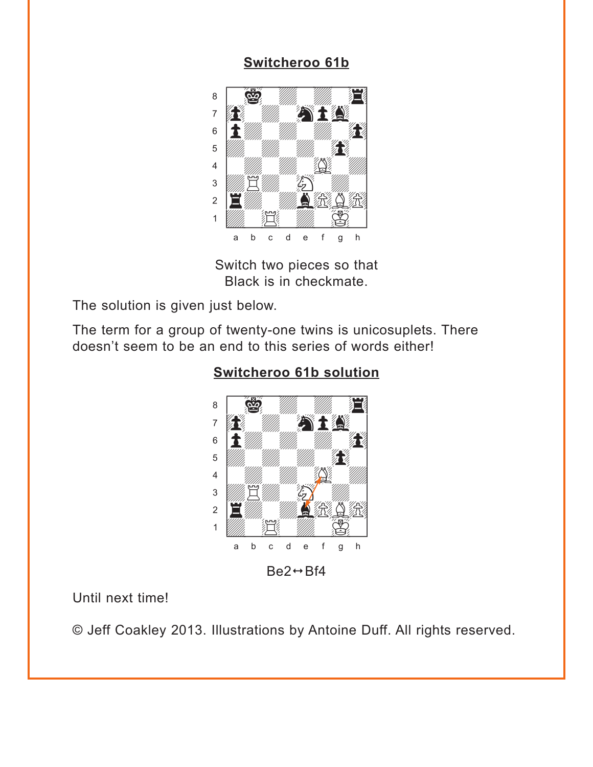## Switcheroo 61b

Switch two pieces so that
Black is in checkmate.

The solution is given just below.

The term for a group of twenty-one twins is unicosuplets. There doesn't seem to be an end to this series of words either!

## Switcheroo 61b solution

Be2↔Bf4

Until next time!

© Jeff Coakley 2013. Illustrations by Antoine Duff. All rights reserved.